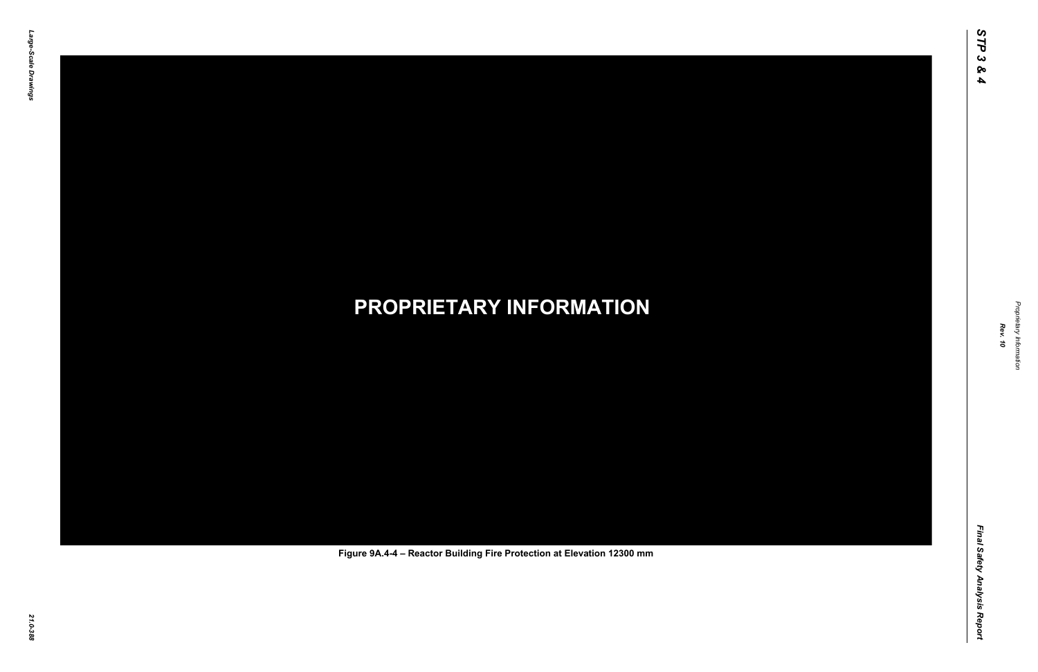**PROPRIETARY INFORMATION**

**Figure 9A.4-4 – Reactor Building Fire Protection at Elevation 12300 mm**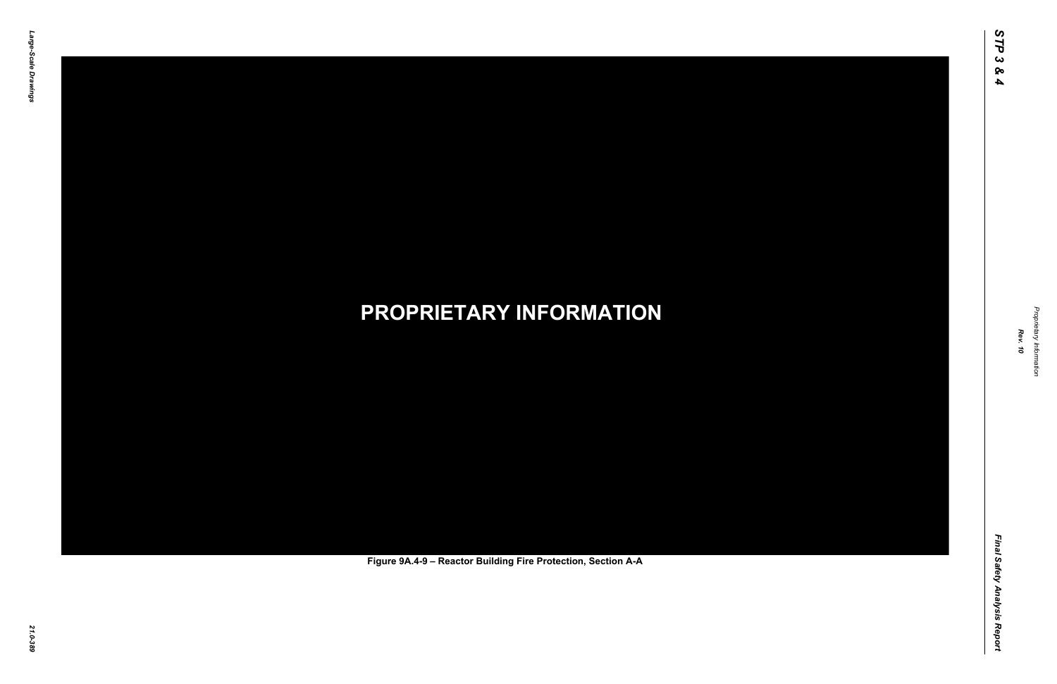**PROPRIETARY INFORMATION**

Figure 9A.4-9 – Reactor Building Fire Protection, Section A-A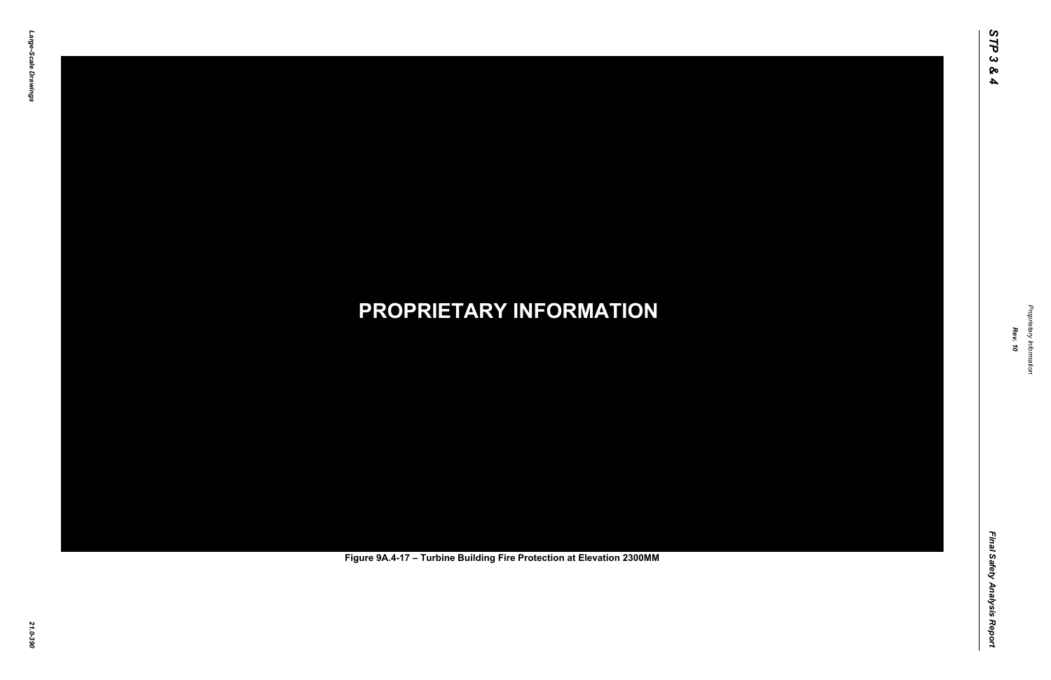**PROPRIETARY INFORMATION**

**Figure 9A.4-17 – Turbine Building Fire Protection at Elevation 2300MM**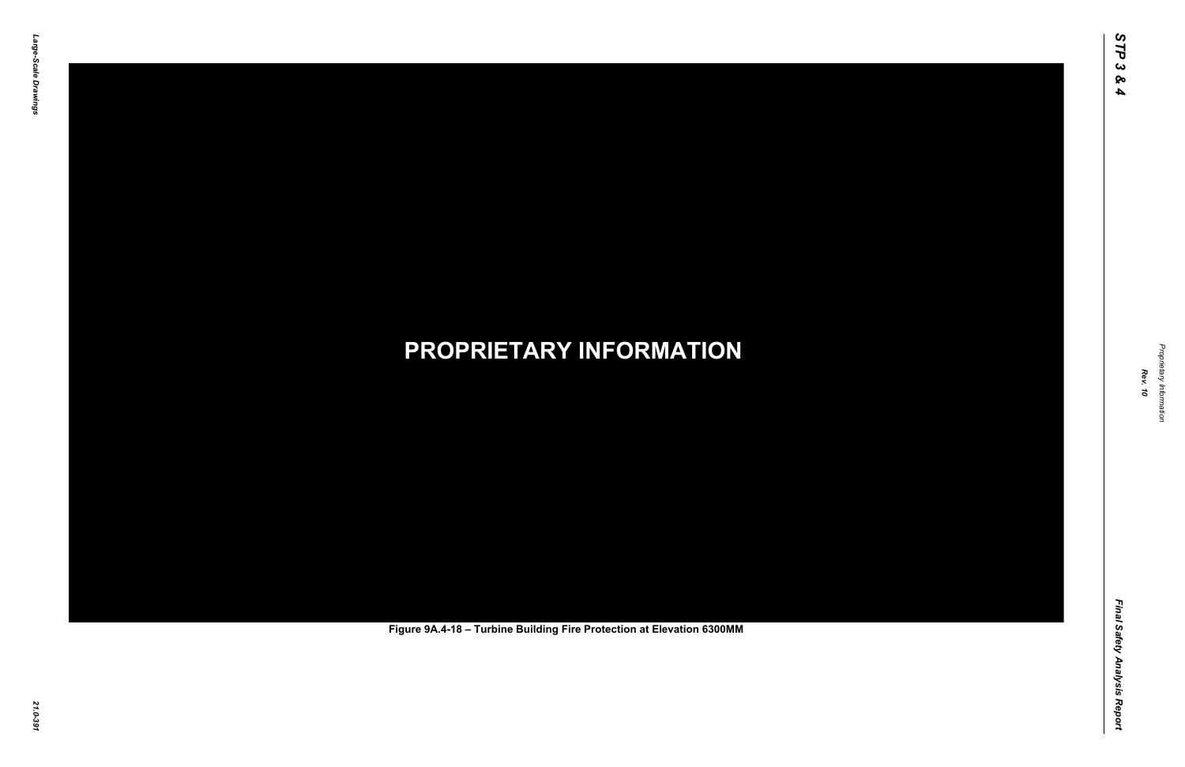**PROPRIETARY INFORMATION**

**Figure 9A.4-18 – Turbine Building Fire Protection at Elevation 6300MM**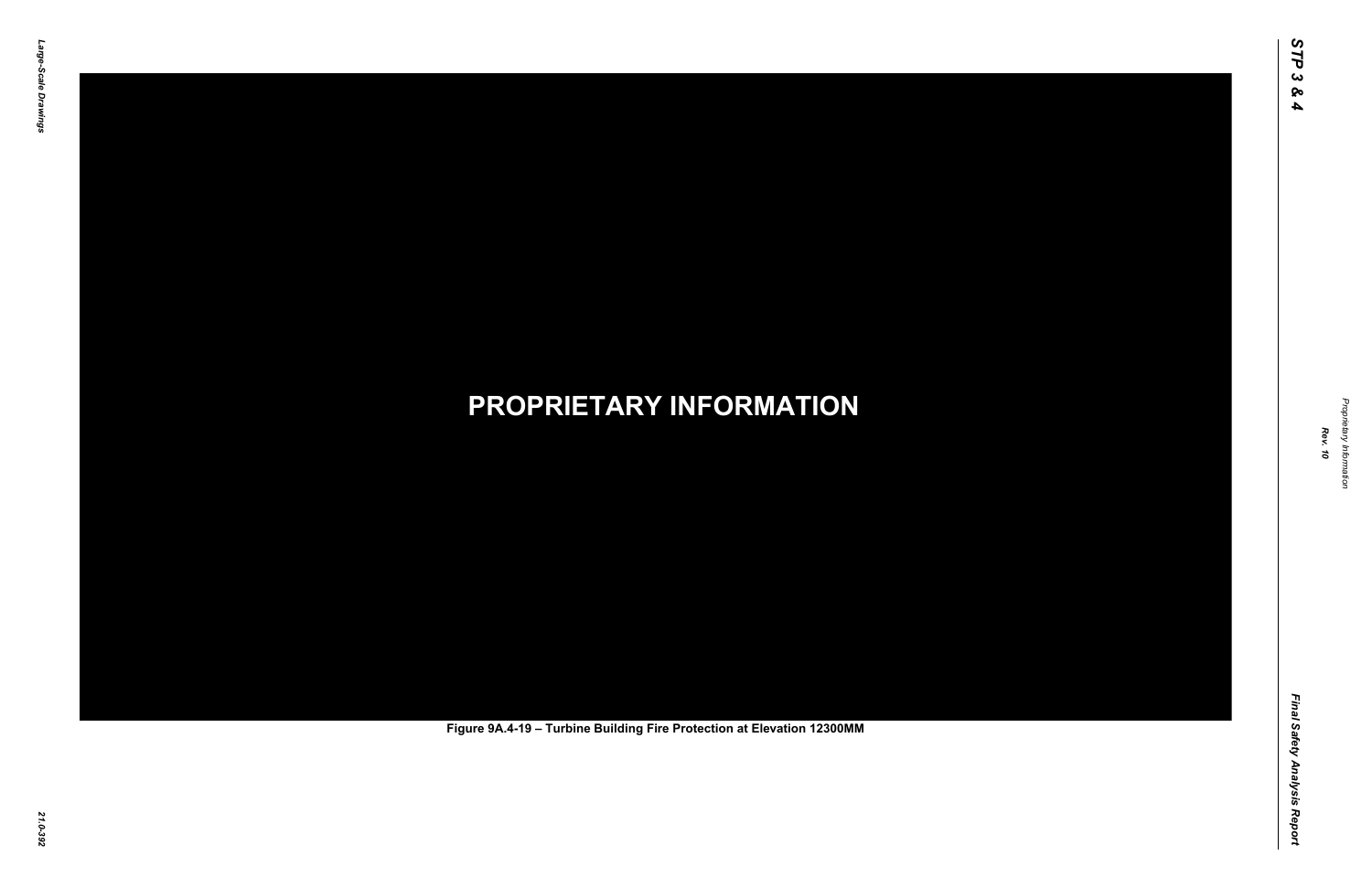**PROPRIETARY INFORMATION**

Figure 9A.4-19 – Turbine Building Fire Protection at Elevation 12300MM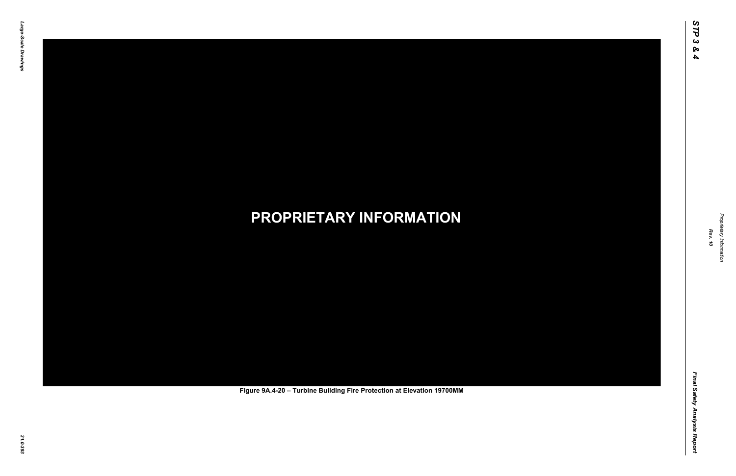**PROPRIETARY INFORMATION**

Figure 9A.4-20 – Turbine Building Fire Protection at Elevation 19700MM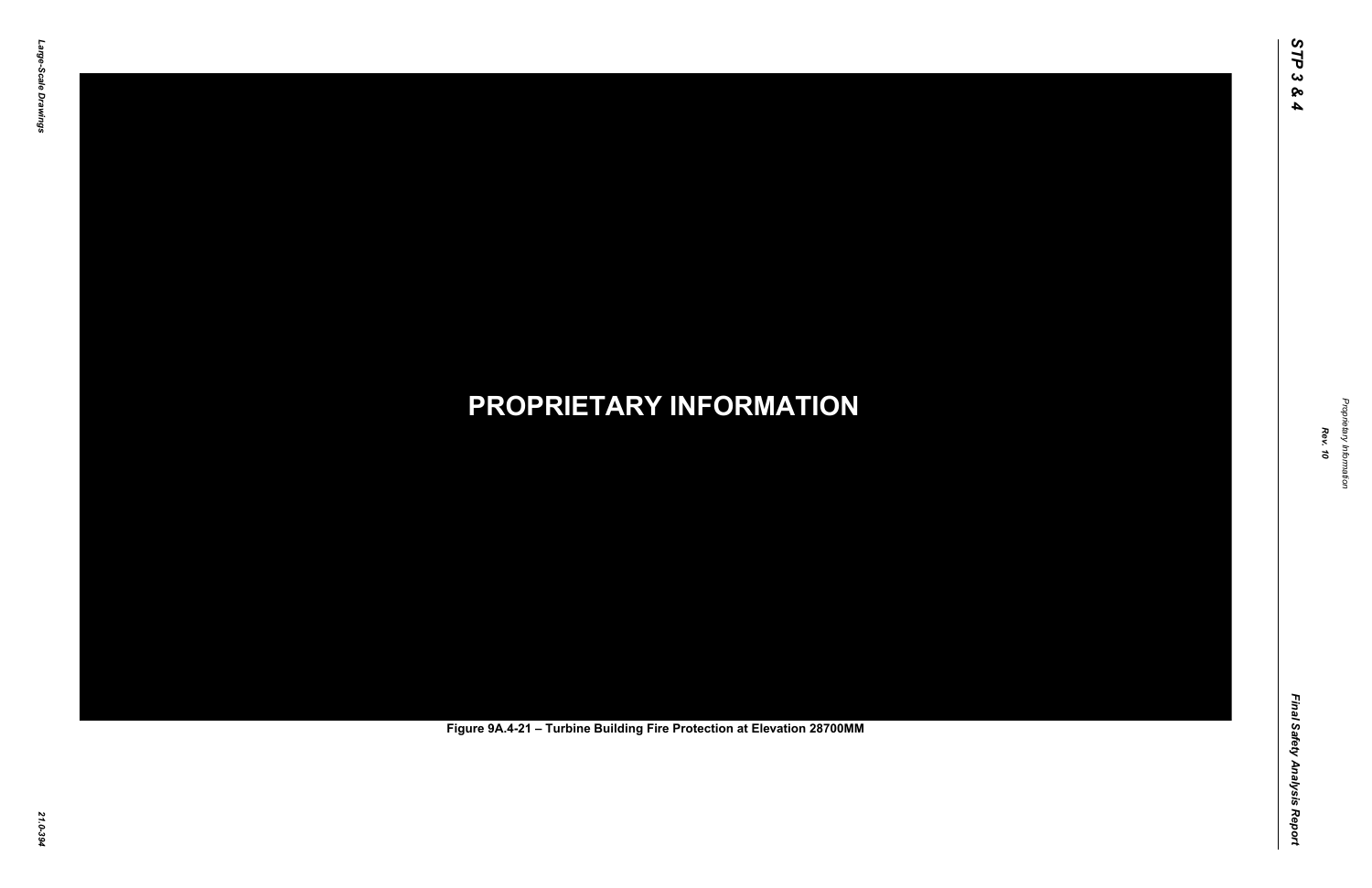**PROPRIETARY INFORMATION**

Figure 9A.4-21 – Turbine Building Fire Protection at Elevation 28700MM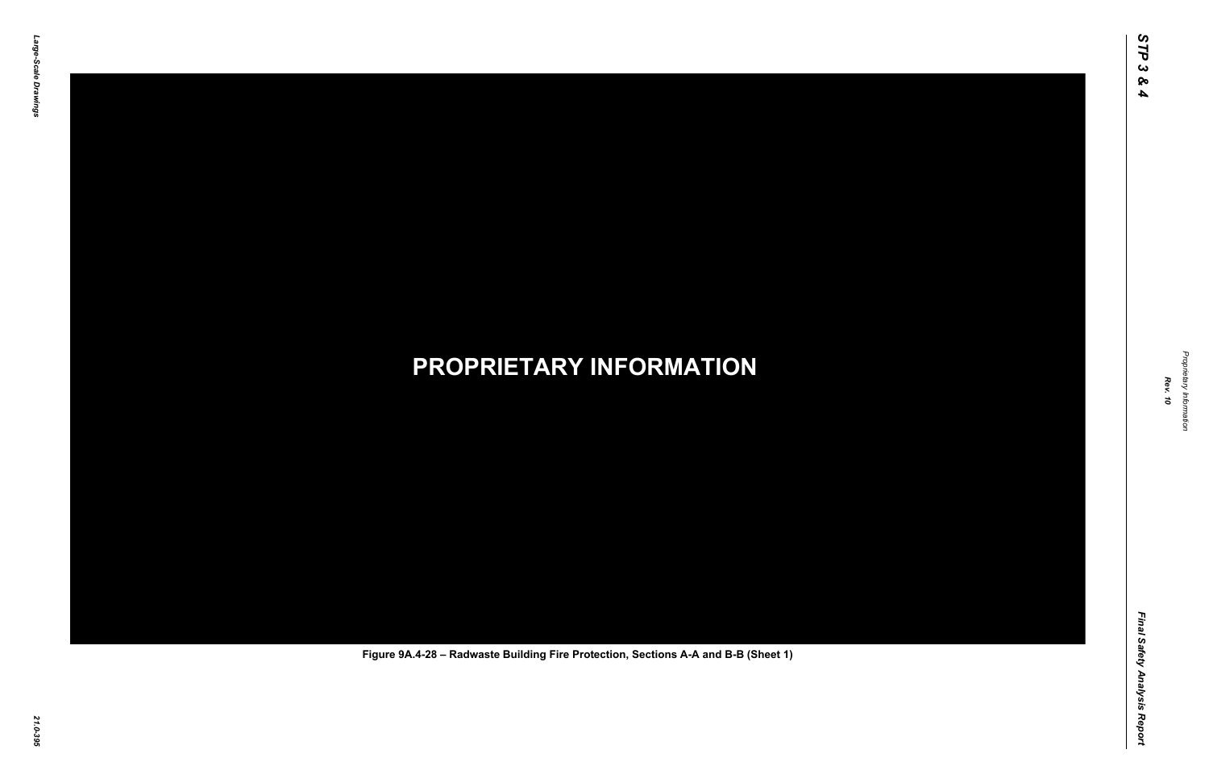**PROPRIETARY INFORMATION**

Figure 9A.4-28 – Radwaste Building Fire Protection, Sections A-A and B-B (Sheet 1)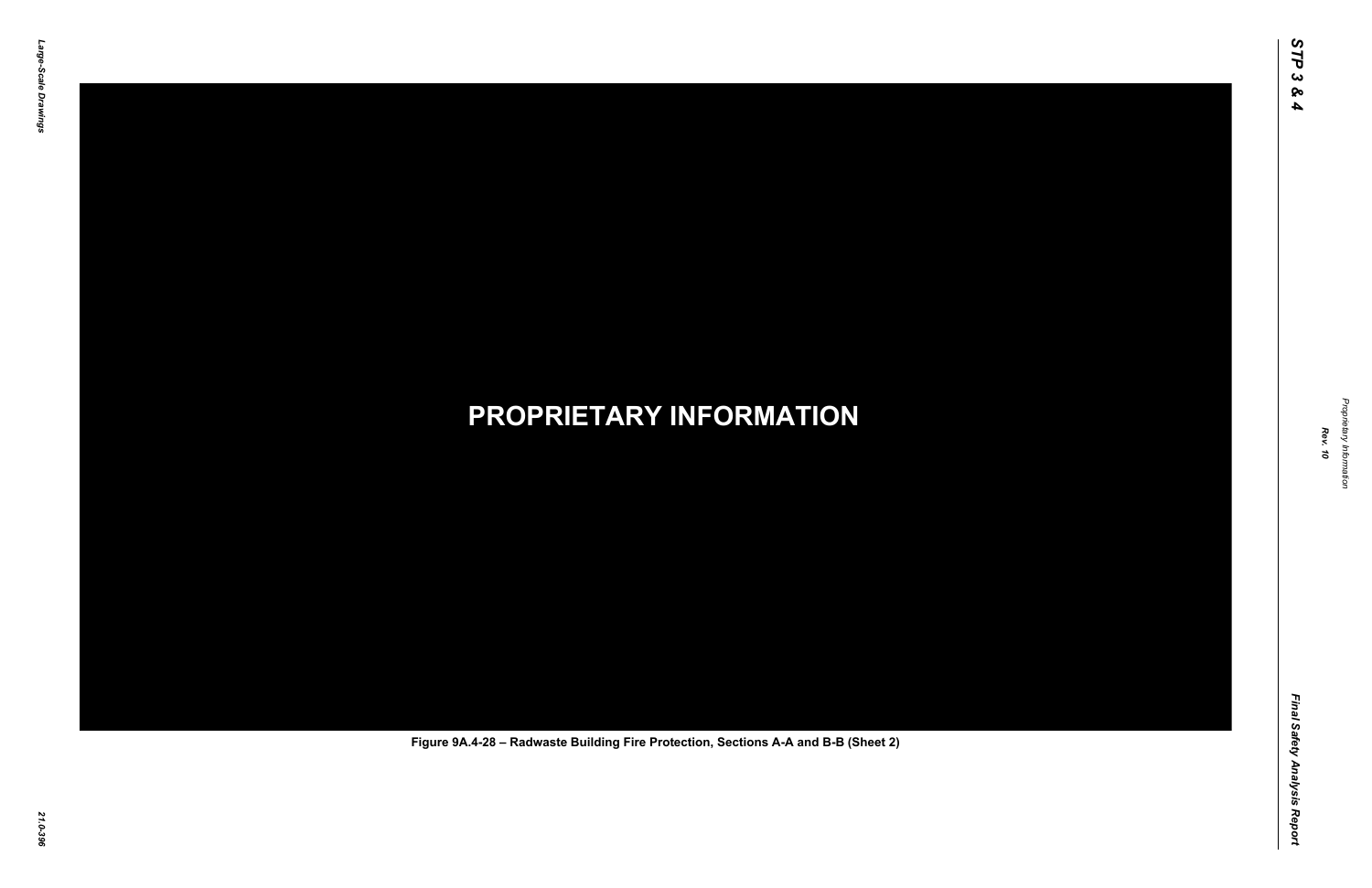**PROPRIETARY INFORMATION**

Figure 9A.4-28 – Radwaste Building Fire Protection, Sections A-A and B-B (Sheet 2)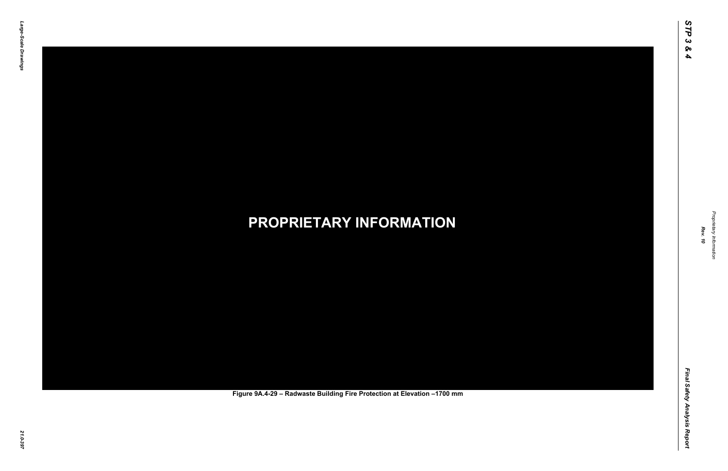**PROPRIETARY INFORMATION**

**Figure 9A.4-29 – Radwaste Building Fire Protection at Elevation –1700 mm**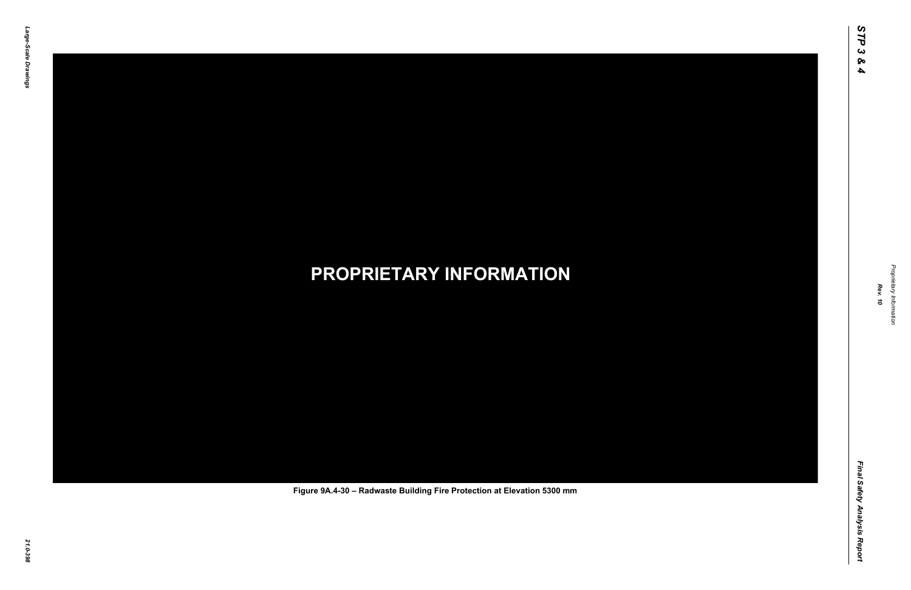**PROPRIETARY INFORMATION**

Figure 9A.4-30 – Radwaste Building Fire Protection at Elevation 5300 mm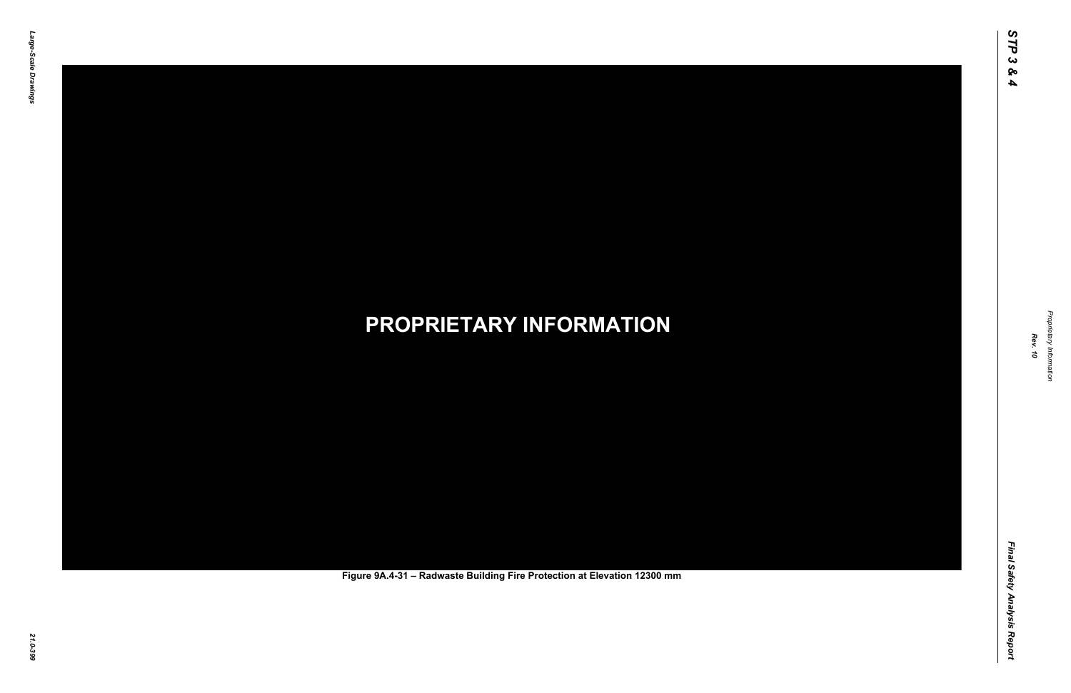PROPRIETARY INFORMATION

Figure 9A.4-31 – Radwaste Building Fire Protection at Elevation 12300 mm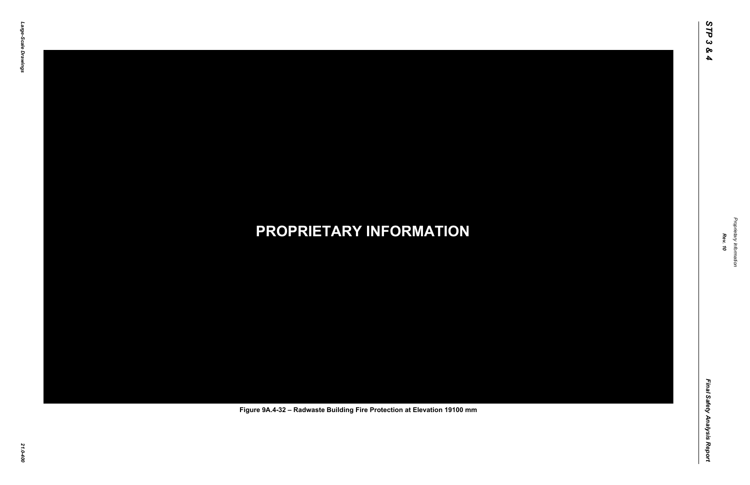PROPRIETARY INFORMATION

Figure 9A.4-32 – Radwaste Building Fire Protection at Elevation 19100 mm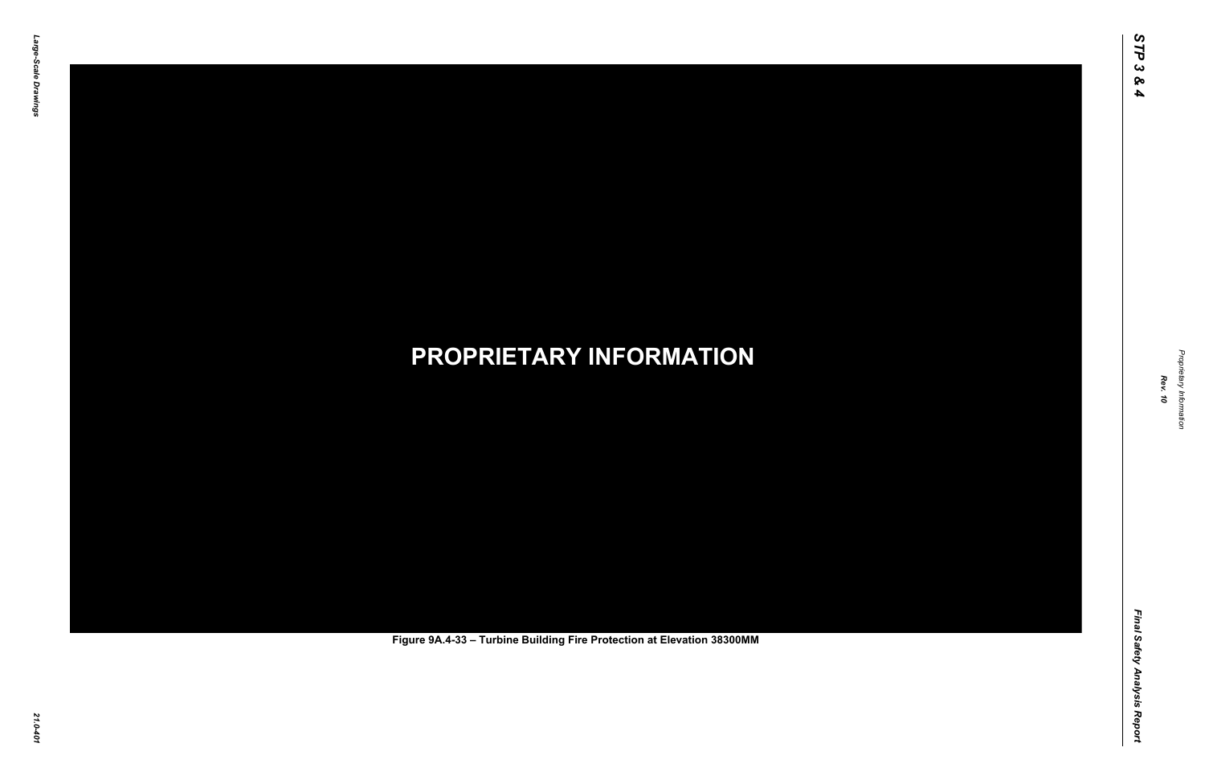**PROPRIETARY INFORMATION**

Figure 9A.4-33 – Turbine Building Fire Protection at Elevation 38300MM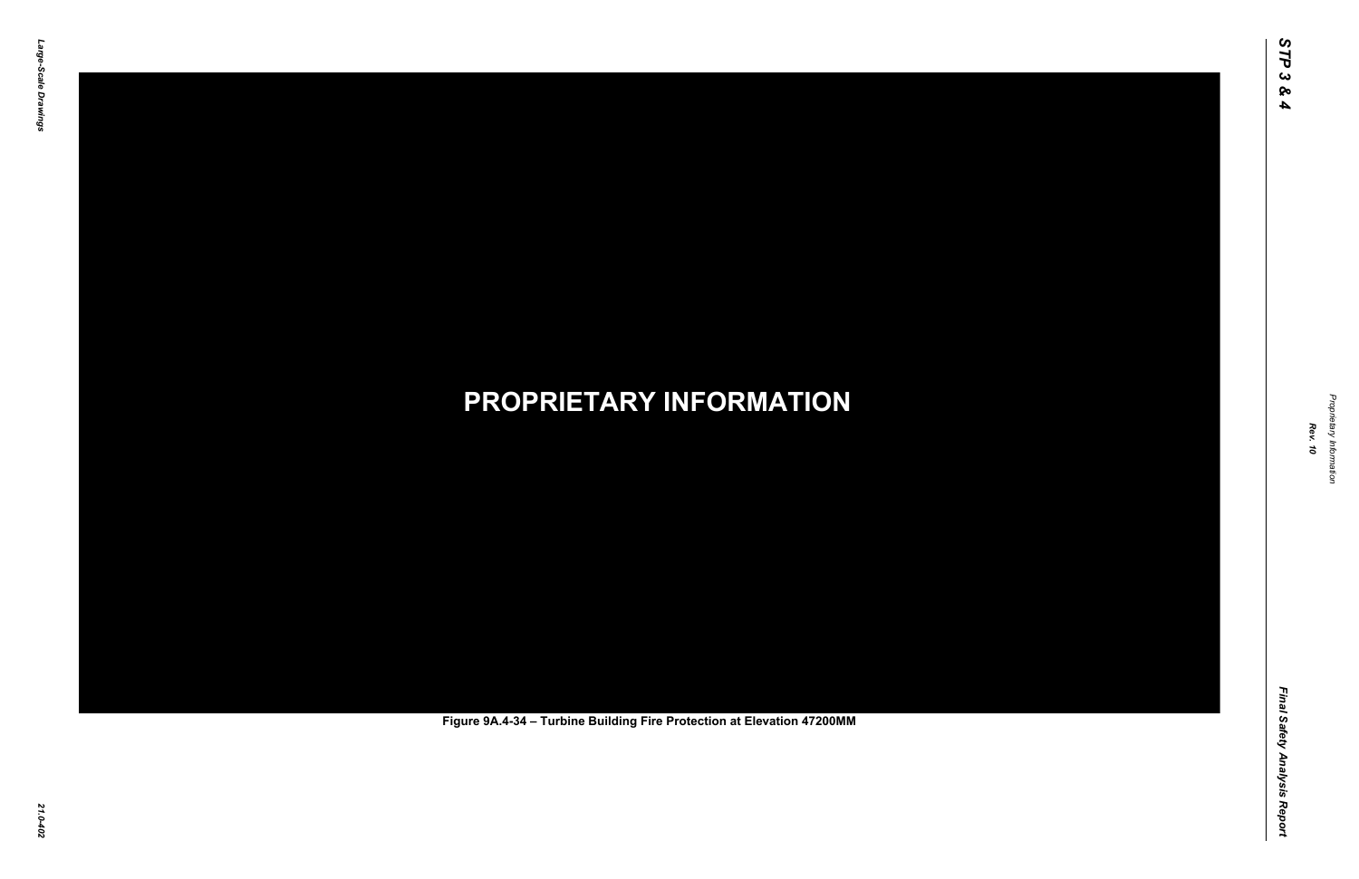**PROPRIETARY INFORMATION**

Figure 9A.4-34 – Turbine Building Fire Protection at Elevation 47200MM